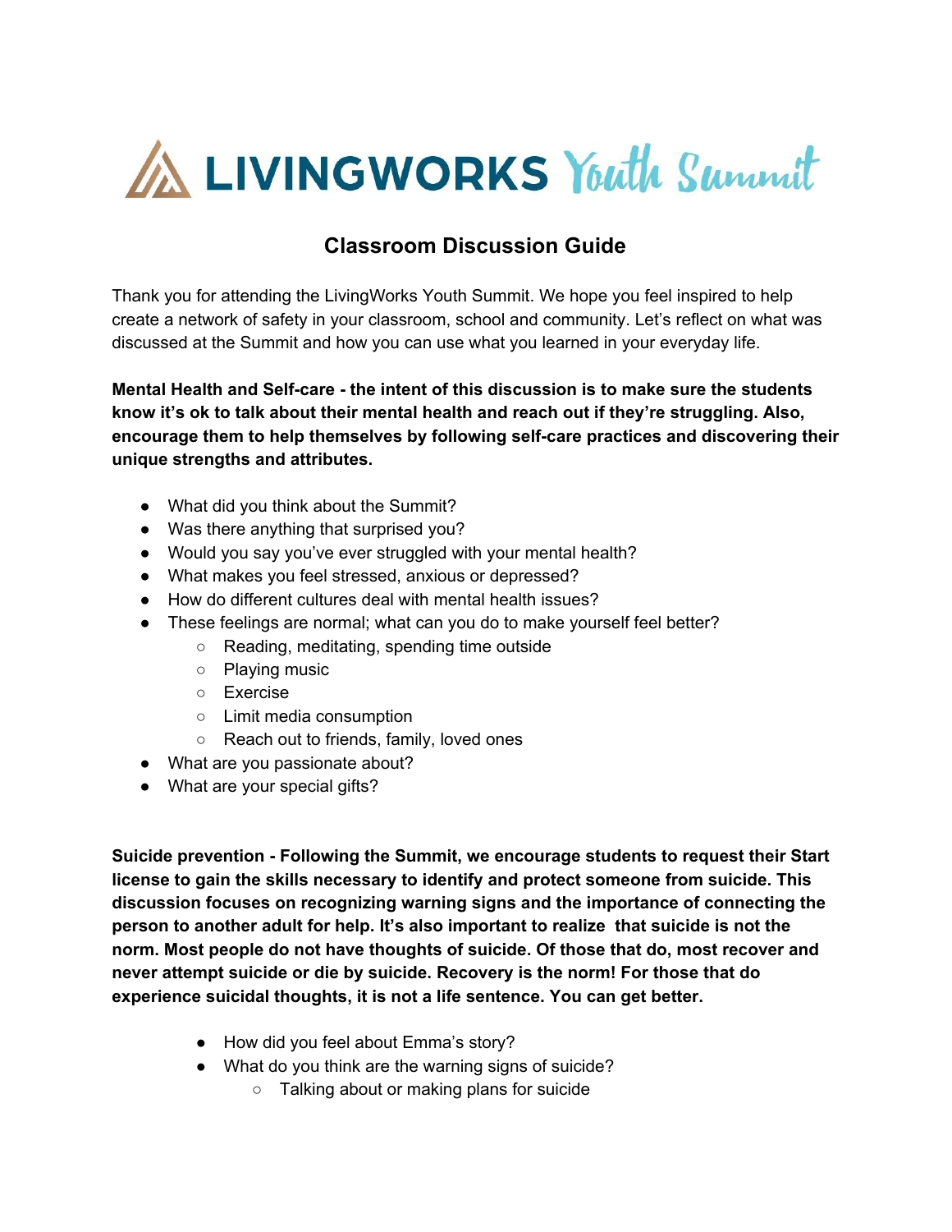# LIVINGWORKS Youth Summit

## Classroom Discussion Guide

Thank you for attending the LivingWorks Youth Summit. We hope you feel inspired to help create a network of safety in your classroom, school and community. Let's reflect on what was discussed at the Summit and how you can use what you learned in your everyday life.

**Mental Health and Self-care - the intent of this discussion is to make sure the students know it's ok to talk about their mental health and reach out if they're struggling. Also, encourage them to help themselves by following self-care practices and discovering their unique strengths and attributes.**

- What did you think about the Summit?
- Was there anything that surprised you?
- Would you say you've ever struggled with your mental health?
- What makes you feel stressed, anxious or depressed?
- How do different cultures deal with mental health issues?
- These feelings are normal; what can you do to make yourself feel better?
  - Reading, meditating, spending time outside
  - Playing music
  - Exercise
  - Limit media consumption
  - Reach out to friends, family, loved ones
- What are you passionate about?
- What are your special gifts?

**Suicide prevention - Following the Summit, we encourage students to request their Start license to gain the skills necessary to identify and protect someone from suicide. This discussion focuses on recognizing warning signs and the importance of connecting the person to another adult for help. It's also important to realize that suicide is not the norm. Most people do not have thoughts of suicide. Of those that do, most recover and never attempt suicide or die by suicide. Recovery is the norm! For those that do experience suicidal thoughts, it is not a life sentence. You can get better.**

- How did you feel about Emma's story?
- What do you think are the warning signs of suicide?
  - Talking about or making plans for suicide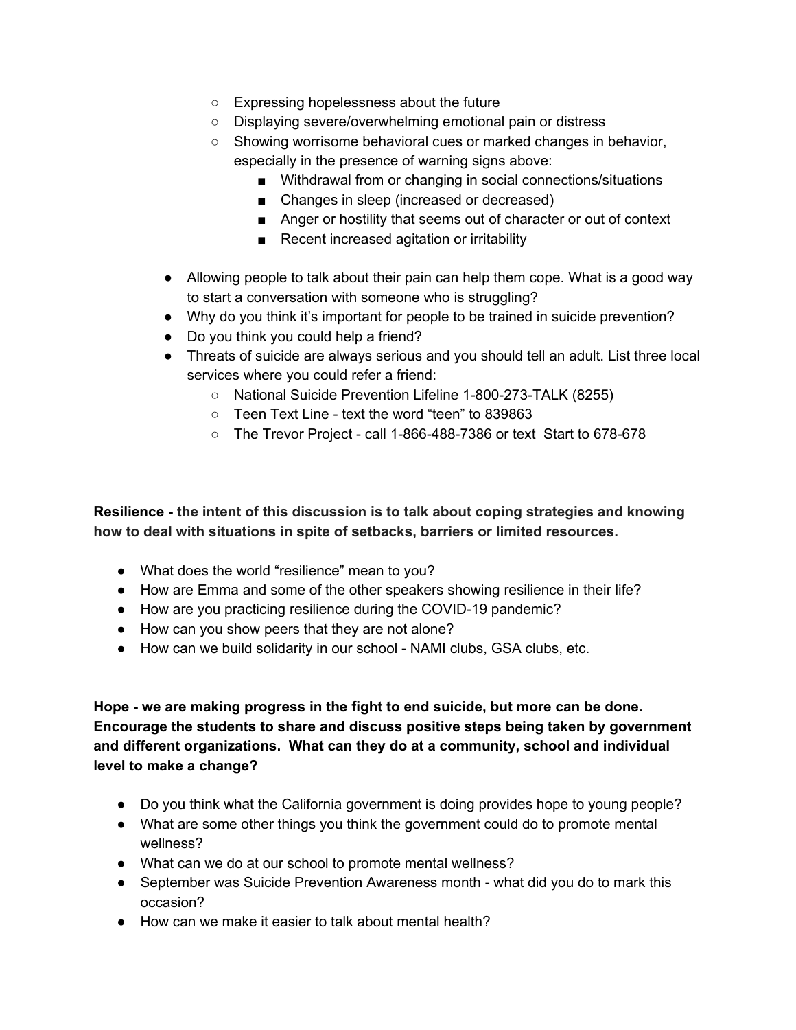- Expressing hopelessness about the future
    - Displaying severe/overwhelming emotional pain or distress
    - Showing worrisome behavioral cues or marked changes in behavior, especially in the presence of warning signs above:
        - Withdrawal from or changing in social connections/situations
        - Changes in sleep (increased or decreased)
        - Anger or hostility that seems out of character or out of context
        - Recent increased agitation or irritability

- Allowing people to talk about their pain can help them cope. What is a good way to start a conversation with someone who is struggling?
- Why do you think it's important for people to be trained in suicide prevention?
- Do you think you could help a friend?
- Threats of suicide are always serious and you should tell an adult. List three local services where you could refer a friend:
    - National Suicide Prevention Lifeline 1-800-273-TALK (8255)
    - Teen Text Line - text the word "teen" to 839863
    - The Trevor Project - call 1-866-488-7386 or text Start to 678-678

**Resilience - the intent of this discussion is to talk about coping strategies and knowing how to deal with situations in spite of setbacks, barriers or limited resources.**

- What does the world "resilience" mean to you?
- How are Emma and some of the other speakers showing resilience in their life?
- How are you practicing resilience during the COVID-19 pandemic?
- How can you show peers that they are not alone?
- How can we build solidarity in our school - NAMI clubs, GSA clubs, etc.

**Hope - we are making progress in the fight to end suicide, but more can be done. Encourage the students to share and discuss positive steps being taken by government and different organizations. What can they do at a community, school and individual level to make a change?**

- Do you think what the California government is doing provides hope to young people?
- What are some other things you think the government could do to promote mental wellness?
- What can we do at our school to promote mental wellness?
- September was Suicide Prevention Awareness month - what did you do to mark this occasion?
- How can we make it easier to talk about mental health?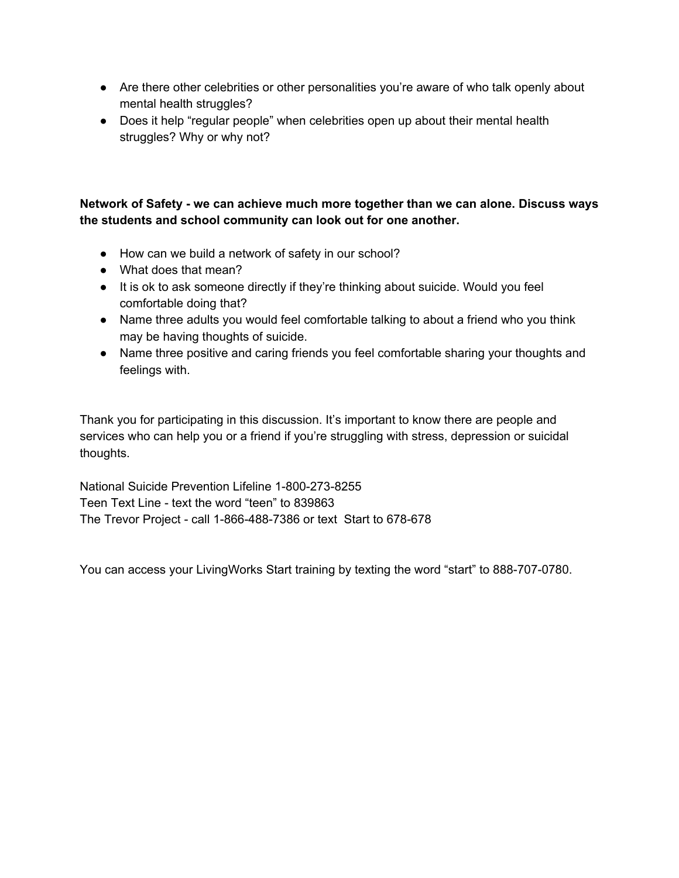- Are there other celebrities or other personalities you're aware of who talk openly about mental health struggles?
- Does it help "regular people" when celebrities open up about their mental health struggles? Why or why not?

**Network of Safety - we can achieve much more together than we can alone. Discuss ways the students and school community can look out for one another.**

- How can we build a network of safety in our school?
- What does that mean?
- It is ok to ask someone directly if they're thinking about suicide. Would you feel comfortable doing that?
- Name three adults you would feel comfortable talking to about a friend who you think may be having thoughts of suicide.
- Name three positive and caring friends you feel comfortable sharing your thoughts and feelings with.

Thank you for participating in this discussion. It's important to know there are people and services who can help you or a friend if you're struggling with stress, depression or suicidal thoughts.

National Suicide Prevention Lifeline 1-800-273-8255
Teen Text Line - text the word "teen" to 839863
The Trevor Project - call 1-866-488-7386 or text Start to 678-678

You can access your LivingWorks Start training by texting the word "start" to 888-707-0780.